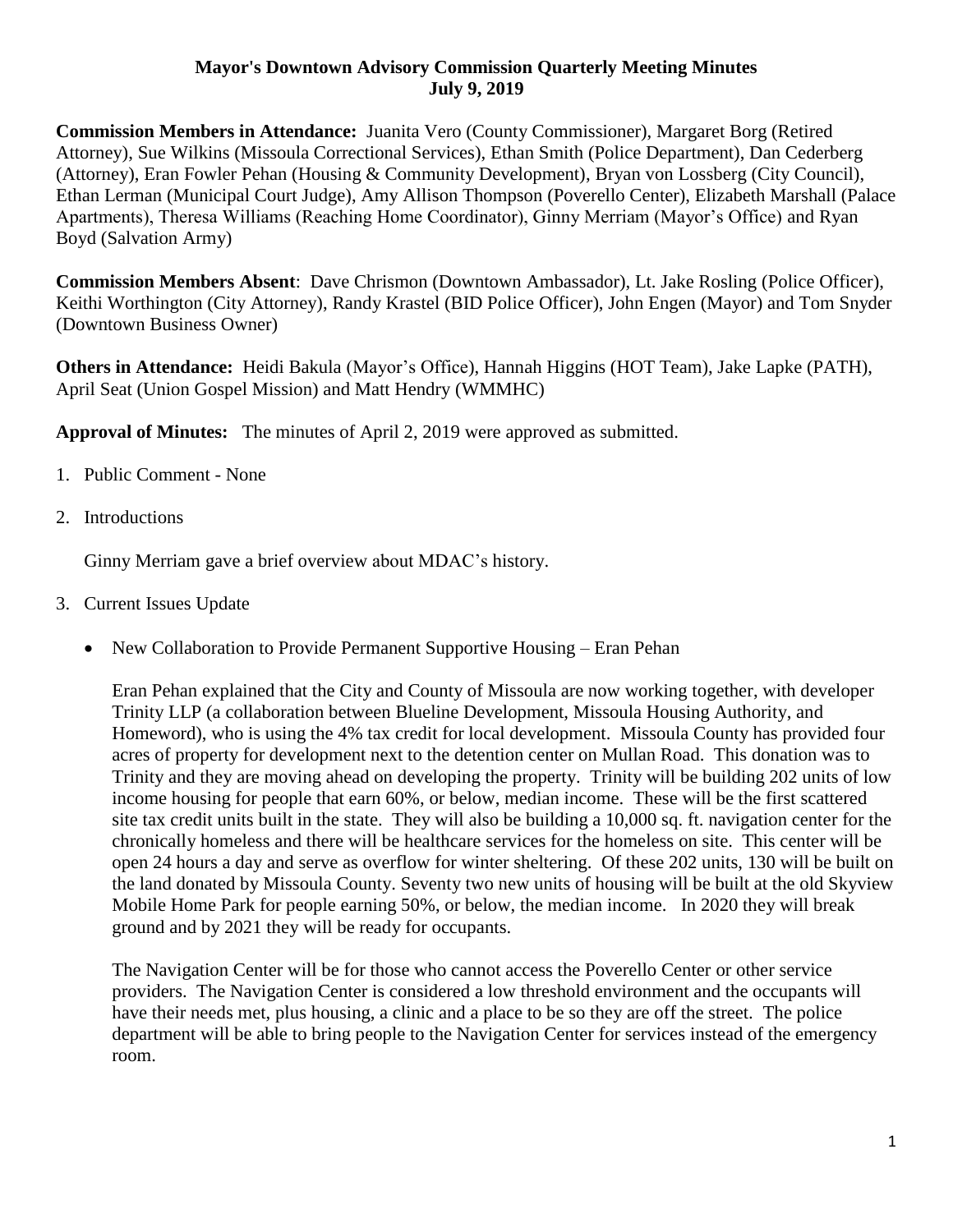**Mayor's Downtown Advisory Commission Quarterly Meeting Minutes**
**July 9, 2019**

**Commission Members in Attendance:** Juanita Vero (County Commissioner), Margaret Borg (Retired Attorney), Sue Wilkins (Missoula Correctional Services), Ethan Smith (Police Department), Dan Cederberg (Attorney), Eran Fowler Pehan (Housing & Community Development), Bryan von Lossberg (City Council), Ethan Lerman (Municipal Court Judge), Amy Allison Thompson (Poverello Center), Elizabeth Marshall (Palace Apartments), Theresa Williams (Reaching Home Coordinator), Ginny Merriam (Mayor's Office) and Ryan Boyd (Salvation Army)

**Commission Members Absent**: Dave Chrismon (Downtown Ambassador), Lt. Jake Rosling (Police Officer), Keithi Worthington (City Attorney), Randy Krastel (BID Police Officer), John Engen (Mayor) and Tom Snyder (Downtown Business Owner)

**Others in Attendance:** Heidi Bakula (Mayor's Office), Hannah Higgins (HOT Team), Jake Lapke (PATH), April Seat (Union Gospel Mission) and Matt Hendry (WMMHC)

**Approval of Minutes:** The minutes of April 2, 2019 were approved as submitted.

1. Public Comment - None

2. Introductions

   Ginny Merriam gave a brief overview about MDAC's history.

3. Current Issues Update

   - New Collaboration to Provide Permanent Supportive Housing – Eran Pehan

     Eran Pehan explained that the City and County of Missoula are now working together, with developer Trinity LLP (a collaboration between Blueline Development, Missoula Housing Authority, and Homeword), who is using the 4% tax credit for local development. Missoula County has provided four acres of property for development next to the detention center on Mullan Road. This donation was to Trinity and they are moving ahead on developing the property. Trinity will be building 202 units of low income housing for people that earn 60%, or below, median income. These will be the first scattered site tax credit units built in the state. They will also be building a 10,000 sq. ft. navigation center for the chronically homeless and there will be healthcare services for the homeless on site. This center will be open 24 hours a day and serve as overflow for winter sheltering. Of these 202 units, 130 will be built on the land donated by Missoula County. Seventy two new units of housing will be built at the old Skyview Mobile Home Park for people earning 50%, or below, the median income. In 2020 they will break ground and by 2021 they will be ready for occupants.

     The Navigation Center will be for those who cannot access the Poverello Center or other service providers. The Navigation Center is considered a low threshold environment and the occupants will have their needs met, plus housing, a clinic and a place to be so they are off the street. The police department will be able to bring people to the Navigation Center for services instead of the emergency room.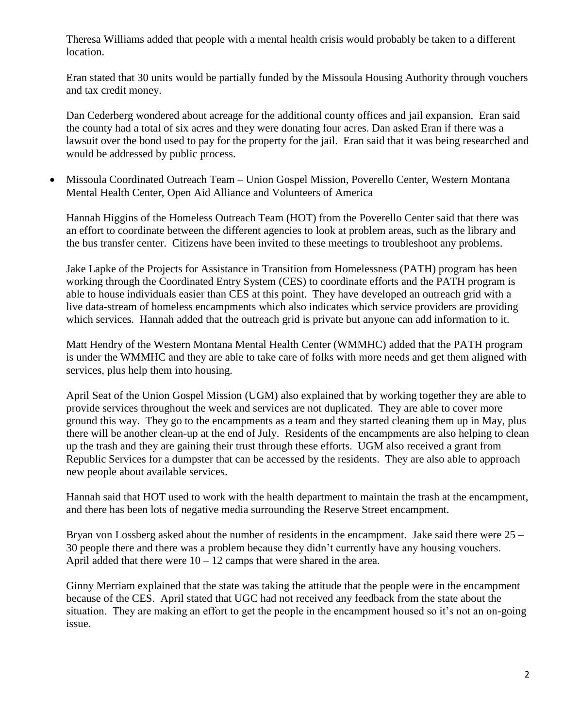Theresa Williams added that people with a mental health crisis would probably be taken to a different location.

Eran stated that 30 units would be partially funded by the Missoula Housing Authority through vouchers and tax credit money.

Dan Cederberg wondered about acreage for the additional county offices and jail expansion. Eran said the county had a total of six acres and they were donating four acres. Dan asked Eran if there was a lawsuit over the bond used to pay for the property for the jail. Eran said that it was being researched and would be addressed by public process.

- Missoula Coordinated Outreach Team – Union Gospel Mission, Poverello Center, Western Montana Mental Health Center, Open Aid Alliance and Volunteers of America

  Hannah Higgins of the Homeless Outreach Team (HOT) from the Poverello Center said that there was an effort to coordinate between the different agencies to look at problem areas, such as the library and the bus transfer center. Citizens have been invited to these meetings to troubleshoot any problems.

  Jake Lapke of the Projects for Assistance in Transition from Homelessness (PATH) program has been working through the Coordinated Entry System (CES) to coordinate efforts and the PATH program is able to house individuals easier than CES at this point. They have developed an outreach grid with a live data-stream of homeless encampments which also indicates which service providers are providing which services. Hannah added that the outreach grid is private but anyone can add information to it.

  Matt Hendry of the Western Montana Mental Health Center (WMMHC) added that the PATH program is under the WMMHC and they are able to take care of folks with more needs and get them aligned with services, plus help them into housing.

  April Seat of the Union Gospel Mission (UGM) also explained that by working together they are able to provide services throughout the week and services are not duplicated. They are able to cover more ground this way. They go to the encampments as a team and they started cleaning them up in May, plus there will be another clean-up at the end of July. Residents of the encampments are also helping to clean up the trash and they are gaining their trust through these efforts. UGM also received a grant from Republic Services for a dumpster that can be accessed by the residents. They are also able to approach new people about available services.

  Hannah said that HOT used to work with the health department to maintain the trash at the encampment, and there has been lots of negative media surrounding the Reserve Street encampment.

  Bryan von Lossberg asked about the number of residents in the encampment. Jake said there were 25 – 30 people there and there was a problem because they didn't currently have any housing vouchers. April added that there were 10 – 12 camps that were shared in the area.

  Ginny Merriam explained that the state was taking the attitude that the people were in the encampment because of the CES. April stated that UGC had not received any feedback from the state about the situation. They are making an effort to get the people in the encampment housed so it's not an on-going issue.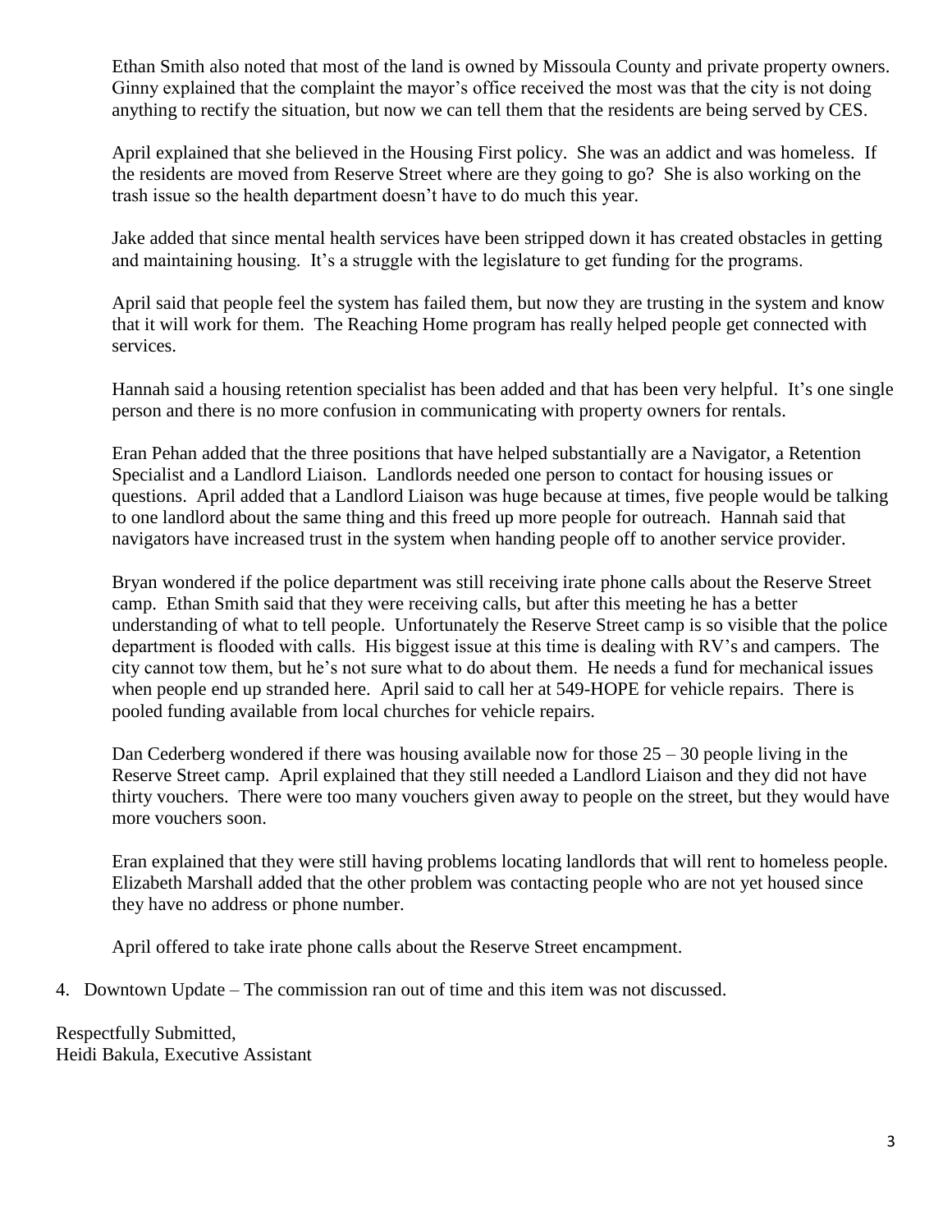Ethan Smith also noted that most of the land is owned by Missoula County and private property owners. Ginny explained that the complaint the mayor's office received the most was that the city is not doing anything to rectify the situation, but now we can tell them that the residents are being served by CES.

April explained that she believed in the Housing First policy. She was an addict and was homeless. If the residents are moved from Reserve Street where are they going to go? She is also working on the trash issue so the health department doesn't have to do much this year.

Jake added that since mental health services have been stripped down it has created obstacles in getting and maintaining housing. It's a struggle with the legislature to get funding for the programs.

April said that people feel the system has failed them, but now they are trusting in the system and know that it will work for them. The Reaching Home program has really helped people get connected with services.

Hannah said a housing retention specialist has been added and that has been very helpful. It's one single person and there is no more confusion in communicating with property owners for rentals.

Eran Pehan added that the three positions that have helped substantially are a Navigator, a Retention Specialist and a Landlord Liaison. Landlords needed one person to contact for housing issues or questions. April added that a Landlord Liaison was huge because at times, five people would be talking to one landlord about the same thing and this freed up more people for outreach. Hannah said that navigators have increased trust in the system when handing people off to another service provider.

Bryan wondered if the police department was still receiving irate phone calls about the Reserve Street camp. Ethan Smith said that they were receiving calls, but after this meeting he has a better understanding of what to tell people. Unfortunately the Reserve Street camp is so visible that the police department is flooded with calls. His biggest issue at this time is dealing with RV's and campers. The city cannot tow them, but he's not sure what to do about them. He needs a fund for mechanical issues when people end up stranded here. April said to call her at 549-HOPE for vehicle repairs. There is pooled funding available from local churches for vehicle repairs.

Dan Cederberg wondered if there was housing available now for those 25 – 30 people living in the Reserve Street camp. April explained that they still needed a Landlord Liaison and they did not have thirty vouchers. There were too many vouchers given away to people on the street, but they would have more vouchers soon.

Eran explained that they were still having problems locating landlords that will rent to homeless people. Elizabeth Marshall added that the other problem was contacting people who are not yet housed since they have no address or phone number.

April offered to take irate phone calls about the Reserve Street encampment.

4. Downtown Update – The commission ran out of time and this item was not discussed.

Respectfully Submitted,
Heidi Bakula, Executive Assistant